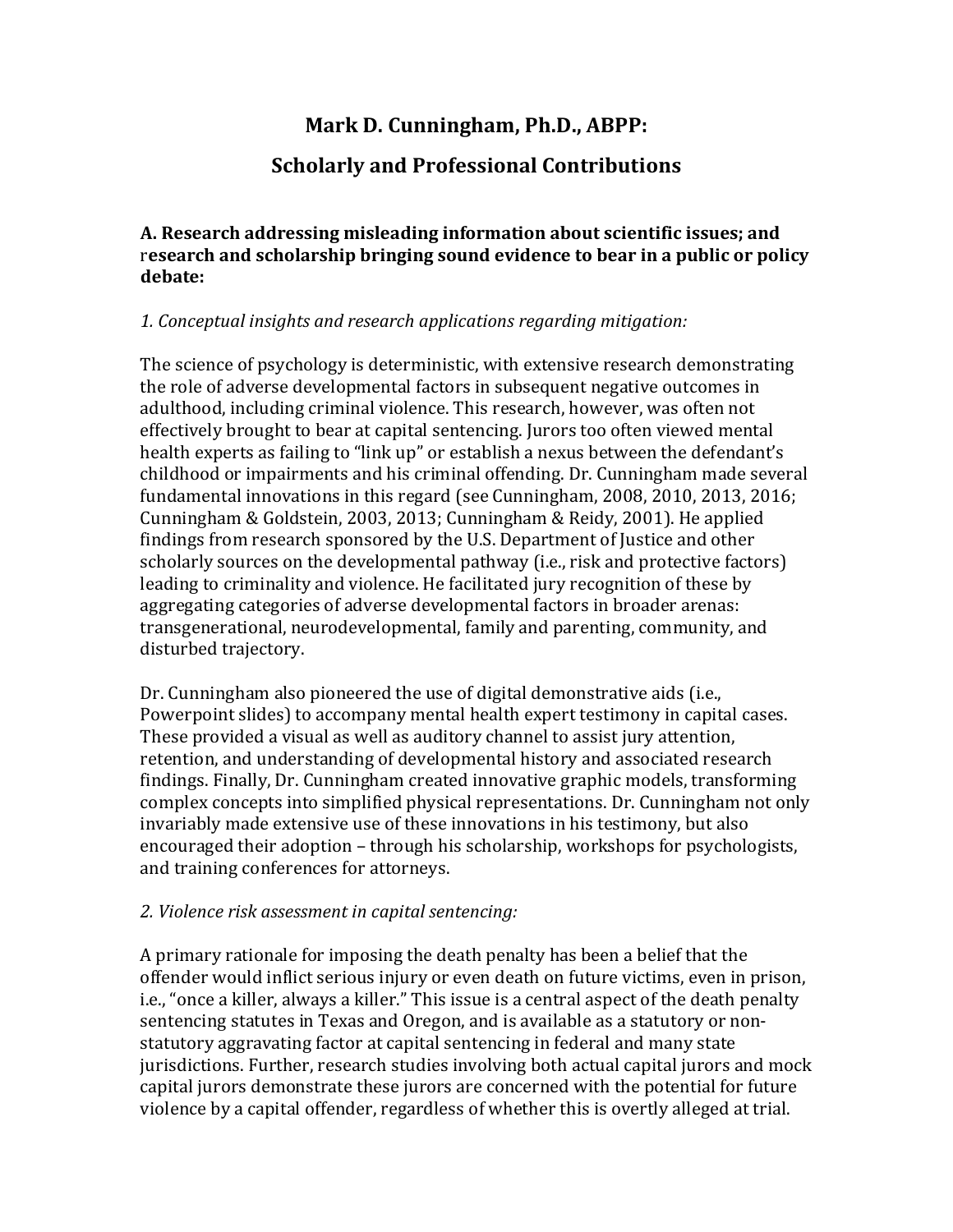# Mark D. Cunningham, Ph.D., ABPP:

# Scholarly and Professional Contributions

### A. Research addressing misleading information about scientific issues; and research and scholarship bringing sound evidence to bear in a public or policy debate:

*1. Conceptual insights and research applications regarding mitigation:*

The science of psychology is deterministic, with extensive research demonstrating the role of adverse developmental factors in subsequent negative outcomes in adulthood, including criminal violence. This research, however, was often not effectively brought to bear at capital sentencing. Jurors too often viewed mental health experts as failing to "link up" or establish a nexus between the defendant's childhood or impairments and his criminal offending. Dr. Cunningham made several fundamental innovations in this regard (see Cunningham, 2008, 2010, 2013, 2016; Cunningham & Goldstein, 2003, 2013; Cunningham & Reidy, 2001). He applied findings from research sponsored by the U.S. Department of Justice and other scholarly sources on the developmental pathway (i.e., risk and protective factors) leading to criminality and violence. He facilitated jury recognition of these by aggregating categories of adverse developmental factors in broader arenas: transgenerational, neurodevelopmental, family and parenting, community, and disturbed trajectory.

Dr. Cunningham also pioneered the use of digital demonstrative aids (i.e., Powerpoint slides) to accompany mental health expert testimony in capital cases. These provided a visual as well as auditory channel to assist jury attention, retention, and understanding of developmental history and associated research findings. Finally, Dr. Cunningham created innovative graphic models, transforming complex concepts into simplified physical representations. Dr. Cunningham not only invariably made extensive use of these innovations in his testimony, but also encouraged their adoption – through his scholarship, workshops for psychologists, and training conferences for attorneys.

*2. Violence risk assessment in capital sentencing:*

A primary rationale for imposing the death penalty has been a belief that the offender would inflict serious injury or even death on future victims, even in prison, i.e., "once a killer, always a killer." This issue is a central aspect of the death penalty sentencing statutes in Texas and Oregon, and is available as a statutory or non-statutory aggravating factor at capital sentencing in federal and many state jurisdictions. Further, research studies involving both actual capital jurors and mock capital jurors demonstrate these jurors are concerned with the potential for future violence by a capital offender, regardless of whether this is overtly alleged at trial.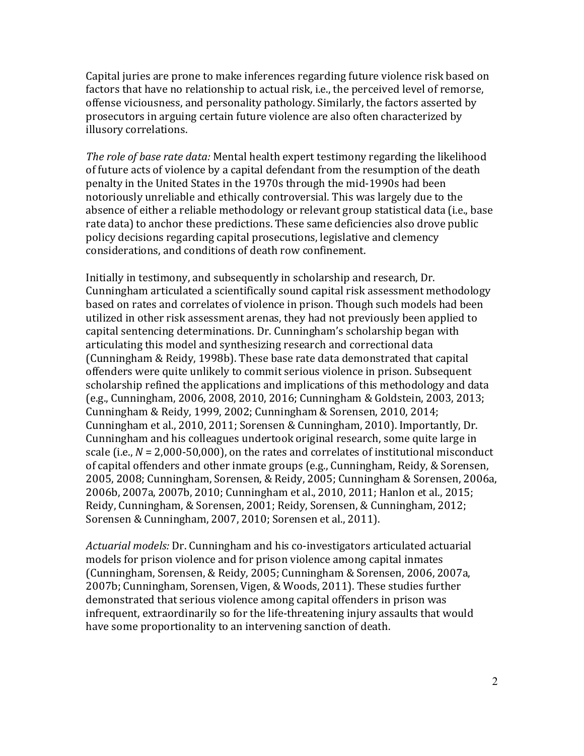Capital juries are prone to make inferences regarding future violence risk based on factors that have no relationship to actual risk, i.e., the perceived level of remorse, offense viciousness, and personality pathology. Similarly, the factors asserted by prosecutors in arguing certain future violence are also often characterized by illusory correlations.

*The role of base rate data:* Mental health expert testimony regarding the likelihood of future acts of violence by a capital defendant from the resumption of the death penalty in the United States in the 1970s through the mid-1990s had been notoriously unreliable and ethically controversial. This was largely due to the absence of either a reliable methodology or relevant group statistical data (i.e., base rate data) to anchor these predictions. These same deficiencies also drove public policy decisions regarding capital prosecutions, legislative and clemency considerations, and conditions of death row confinement.

Initially in testimony, and subsequently in scholarship and research, Dr. Cunningham articulated a scientifically sound capital risk assessment methodology based on rates and correlates of violence in prison. Though such models had been utilized in other risk assessment arenas, they had not previously been applied to capital sentencing determinations. Dr. Cunningham's scholarship began with articulating this model and synthesizing research and correctional data (Cunningham & Reidy, 1998b). These base rate data demonstrated that capital offenders were quite unlikely to commit serious violence in prison. Subsequent scholarship refined the applications and implications of this methodology and data (e.g., Cunningham, 2006, 2008, 2010, 2016; Cunningham & Goldstein, 2003, 2013; Cunningham & Reidy, 1999, 2002; Cunningham & Sorensen, 2010, 2014; Cunningham et al., 2010, 2011; Sorensen & Cunningham, 2010). Importantly, Dr. Cunningham and his colleagues undertook original research, some quite large in scale (i.e., *N* = 2,000-50,000), on the rates and correlates of institutional misconduct of capital offenders and other inmate groups (e.g., Cunningham, Reidy, & Sorensen, 2005, 2008; Cunningham, Sorensen, & Reidy, 2005; Cunningham & Sorensen, 2006a, 2006b, 2007a, 2007b, 2010; Cunningham et al., 2010, 2011; Hanlon et al., 2015; Reidy, Cunningham, & Sorensen, 2001; Reidy, Sorensen, & Cunningham, 2012; Sorensen & Cunningham, 2007, 2010; Sorensen et al., 2011).

*Actuarial models:* Dr. Cunningham and his co-investigators articulated actuarial models for prison violence and for prison violence among capital inmates (Cunningham, Sorensen, & Reidy, 2005; Cunningham & Sorensen, 2006, 2007a, 2007b; Cunningham, Sorensen, Vigen, & Woods, 2011). These studies further demonstrated that serious violence among capital offenders in prison was infrequent, extraordinarily so for the life-threatening injury assaults that would have some proportionality to an intervening sanction of death.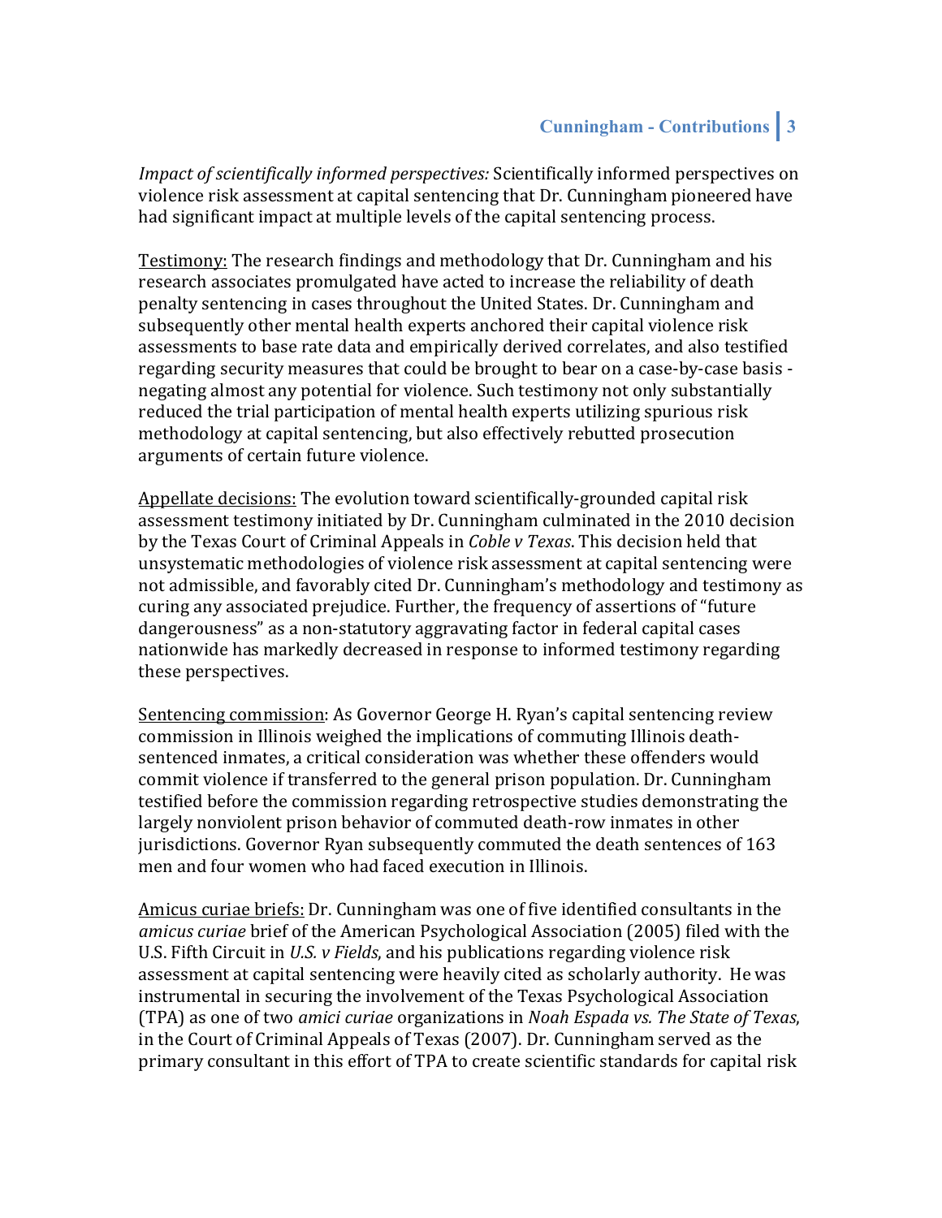*Impact of scientifically informed perspectives:* Scientifically informed perspectives on violence risk assessment at capital sentencing that Dr. Cunningham pioneered have had significant impact at multiple levels of the capital sentencing process.

<u>Testimony:</u> The research findings and methodology that Dr. Cunningham and his research associates promulgated have acted to increase the reliability of death penalty sentencing in cases throughout the United States. Dr. Cunningham and subsequently other mental health experts anchored their capital violence risk assessments to base rate data and empirically derived correlates, and also testified regarding security measures that could be brought to bear on a case-by-case basis - negating almost any potential for violence. Such testimony not only substantially reduced the trial participation of mental health experts utilizing spurious risk methodology at capital sentencing, but also effectively rebutted prosecution arguments of certain future violence.

<u>Appellate decisions:</u> The evolution toward scientifically-grounded capital risk assessment testimony initiated by Dr. Cunningham culminated in the 2010 decision by the Texas Court of Criminal Appeals in *Coble v Texas*. This decision held that unsystematic methodologies of violence risk assessment at capital sentencing were not admissible, and favorably cited Dr. Cunningham's methodology and testimony as curing any associated prejudice. Further, the frequency of assertions of "future dangerousness" as a non-statutory aggravating factor in federal capital cases nationwide has markedly decreased in response to informed testimony regarding these perspectives.

<u>Sentencing commission</u>: As Governor George H. Ryan's capital sentencing review commission in Illinois weighed the implications of commuting Illinois death-sentenced inmates, a critical consideration was whether these offenders would commit violence if transferred to the general prison population. Dr. Cunningham testified before the commission regarding retrospective studies demonstrating the largely nonviolent prison behavior of commuted death-row inmates in other jurisdictions. Governor Ryan subsequently commuted the death sentences of 163 men and four women who had faced execution in Illinois.

<u>Amicus curiae briefs:</u> Dr. Cunningham was one of five identified consultants in the *amicus curiae* brief of the American Psychological Association (2005) filed with the U.S. Fifth Circuit in *U.S. v Fields*, and his publications regarding violence risk assessment at capital sentencing were heavily cited as scholarly authority. He was instrumental in securing the involvement of the Texas Psychological Association (TPA) as one of two *amici curiae* organizations in *Noah Espada vs. The State of Texas*, in the Court of Criminal Appeals of Texas (2007). Dr. Cunningham served as the primary consultant in this effort of TPA to create scientific standards for capital risk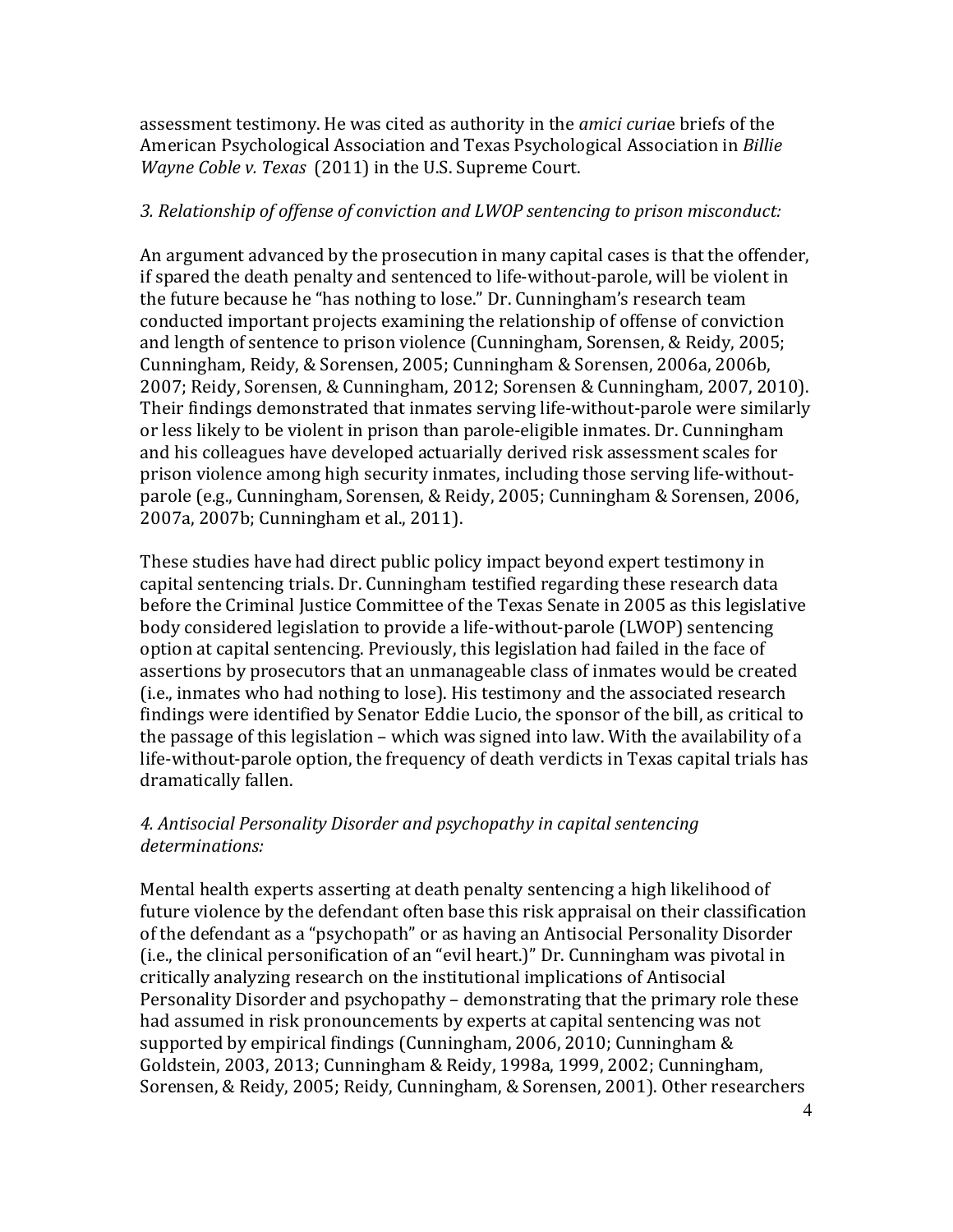assessment testimony. He was cited as authority in the *amici curiae* briefs of the American Psychological Association and Texas Psychological Association in *Billie Wayne Coble v. Texas* (2011) in the U.S. Supreme Court.

*3. Relationship of offense of conviction and LWOP sentencing to prison misconduct:*

An argument advanced by the prosecution in many capital cases is that the offender, if spared the death penalty and sentenced to life-without-parole, will be violent in the future because he "has nothing to lose." Dr. Cunningham's research team conducted important projects examining the relationship of offense of conviction and length of sentence to prison violence (Cunningham, Sorensen, & Reidy, 2005; Cunningham, Reidy, & Sorensen, 2005; Cunningham & Sorensen, 2006a, 2006b, 2007; Reidy, Sorensen, & Cunningham, 2012; Sorensen & Cunningham, 2007, 2010). Their findings demonstrated that inmates serving life-without-parole were similarly or less likely to be violent in prison than parole-eligible inmates. Dr. Cunningham and his colleagues have developed actuarially derived risk assessment scales for prison violence among high security inmates, including those serving life-without-parole (e.g., Cunningham, Sorensen, & Reidy, 2005; Cunningham & Sorensen, 2006, 2007a, 2007b; Cunningham et al., 2011).

These studies have had direct public policy impact beyond expert testimony in capital sentencing trials. Dr. Cunningham testified regarding these research data before the Criminal Justice Committee of the Texas Senate in 2005 as this legislative body considered legislation to provide a life-without-parole (LWOP) sentencing option at capital sentencing. Previously, this legislation had failed in the face of assertions by prosecutors that an unmanageable class of inmates would be created (i.e., inmates who had nothing to lose). His testimony and the associated research findings were identified by Senator Eddie Lucio, the sponsor of the bill, as critical to the passage of this legislation – which was signed into law. With the availability of a life-without-parole option, the frequency of death verdicts in Texas capital trials has dramatically fallen.

*4. Antisocial Personality Disorder and psychopathy in capital sentencing determinations:*

Mental health experts asserting at death penalty sentencing a high likelihood of future violence by the defendant often base this risk appraisal on their classification of the defendant as a "psychopath" or as having an Antisocial Personality Disorder (i.e., the clinical personification of an "evil heart.)" Dr. Cunningham was pivotal in critically analyzing research on the institutional implications of Antisocial Personality Disorder and psychopathy – demonstrating that the primary role these had assumed in risk pronouncements by experts at capital sentencing was not supported by empirical findings (Cunningham, 2006, 2010; Cunningham & Goldstein, 2003, 2013; Cunningham & Reidy, 1998a, 1999, 2002; Cunningham, Sorensen, & Reidy, 2005; Reidy, Cunningham, & Sorensen, 2001). Other researchers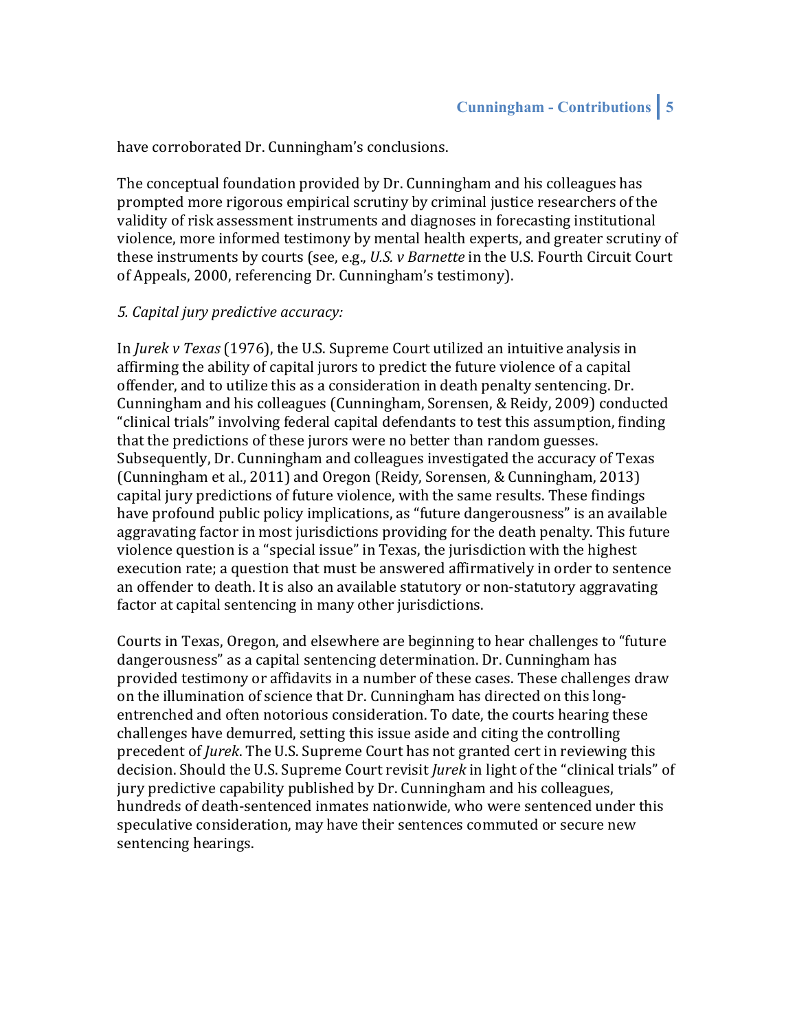have corroborated Dr. Cunningham's conclusions.

The conceptual foundation provided by Dr. Cunningham and his colleagues has prompted more rigorous empirical scrutiny by criminal justice researchers of the validity of risk assessment instruments and diagnoses in forecasting institutional violence, more informed testimony by mental health experts, and greater scrutiny of these instruments by courts (see, e.g., *U.S. v Barnette* in the U.S. Fourth Circuit Court of Appeals, 2000, referencing Dr. Cunningham's testimony).

*5. Capital jury predictive accuracy:*

In *Jurek v Texas* (1976), the U.S. Supreme Court utilized an intuitive analysis in affirming the ability of capital jurors to predict the future violence of a capital offender, and to utilize this as a consideration in death penalty sentencing. Dr. Cunningham and his colleagues (Cunningham, Sorensen, & Reidy, 2009) conducted "clinical trials" involving federal capital defendants to test this assumption, finding that the predictions of these jurors were no better than random guesses. Subsequently, Dr. Cunningham and colleagues investigated the accuracy of Texas (Cunningham et al., 2011) and Oregon (Reidy, Sorensen, & Cunningham, 2013) capital jury predictions of future violence, with the same results. These findings have profound public policy implications, as "future dangerousness" is an available aggravating factor in most jurisdictions providing for the death penalty. This future violence question is a "special issue" in Texas, the jurisdiction with the highest execution rate; a question that must be answered affirmatively in order to sentence an offender to death. It is also an available statutory or non-statutory aggravating factor at capital sentencing in many other jurisdictions.

Courts in Texas, Oregon, and elsewhere are beginning to hear challenges to "future dangerousness" as a capital sentencing determination. Dr. Cunningham has provided testimony or affidavits in a number of these cases. These challenges draw on the illumination of science that Dr. Cunningham has directed on this long-entrenched and often notorious consideration. To date, the courts hearing these challenges have demurred, setting this issue aside and citing the controlling precedent of *Jurek*. The U.S. Supreme Court has not granted cert in reviewing this decision. Should the U.S. Supreme Court revisit *Jurek* in light of the "clinical trials" of jury predictive capability published by Dr. Cunningham and his colleagues, hundreds of death-sentenced inmates nationwide, who were sentenced under this speculative consideration, may have their sentences commuted or secure new sentencing hearings.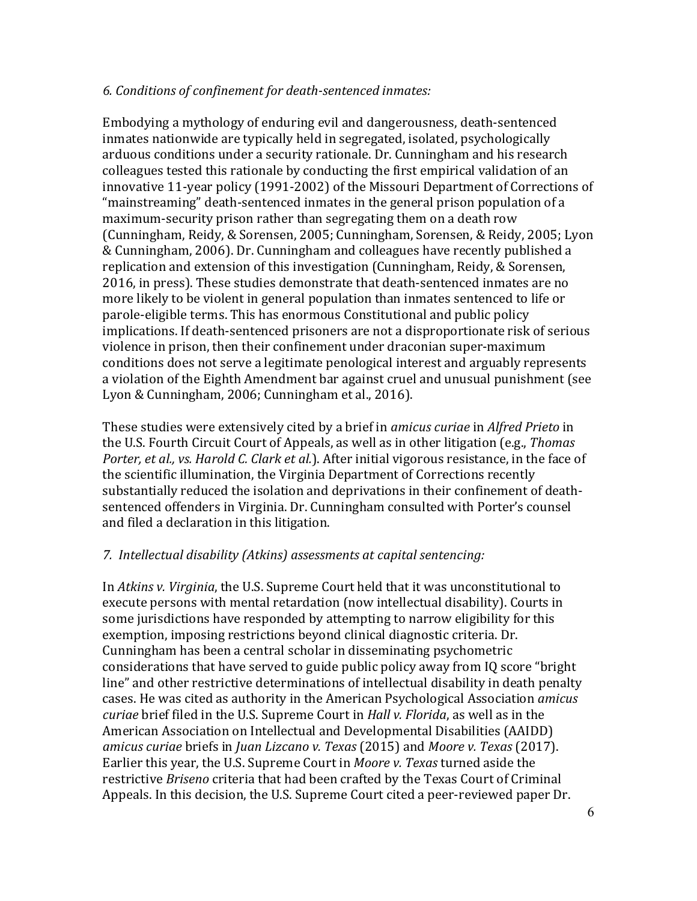*6. Conditions of confinement for death-sentenced inmates:*

Embodying a mythology of enduring evil and dangerousness, death-sentenced inmates nationwide are typically held in segregated, isolated, psychologically arduous conditions under a security rationale. Dr. Cunningham and his research colleagues tested this rationale by conducting the first empirical validation of an innovative 11-year policy (1991-2002) of the Missouri Department of Corrections of "mainstreaming" death-sentenced inmates in the general prison population of a maximum-security prison rather than segregating them on a death row (Cunningham, Reidy, & Sorensen, 2005; Cunningham, Sorensen, & Reidy, 2005; Lyon & Cunningham, 2006). Dr. Cunningham and colleagues have recently published a replication and extension of this investigation (Cunningham, Reidy, & Sorensen, 2016, in press). These studies demonstrate that death-sentenced inmates are no more likely to be violent in general population than inmates sentenced to life or parole-eligible terms. This has enormous Constitutional and public policy implications. If death-sentenced prisoners are not a disproportionate risk of serious violence in prison, then their confinement under draconian super-maximum conditions does not serve a legitimate penological interest and arguably represents a violation of the Eighth Amendment bar against cruel and unusual punishment (see Lyon & Cunningham, 2006; Cunningham et al., 2016).

These studies were extensively cited by a brief in *amicus curiae* in *Alfred Prieto* in the U.S. Fourth Circuit Court of Appeals, as well as in other litigation (e.g., *Thomas Porter, et al., vs. Harold C. Clark et al.*). After initial vigorous resistance, in the face of the scientific illumination, the Virginia Department of Corrections recently substantially reduced the isolation and deprivations in their confinement of death-sentenced offenders in Virginia. Dr. Cunningham consulted with Porter's counsel and filed a declaration in this litigation.

*7. Intellectual disability (Atkins) assessments at capital sentencing:*

In *Atkins v. Virginia*, the U.S. Supreme Court held that it was unconstitutional to execute persons with mental retardation (now intellectual disability). Courts in some jurisdictions have responded by attempting to narrow eligibility for this exemption, imposing restrictions beyond clinical diagnostic criteria. Dr. Cunningham has been a central scholar in disseminating psychometric considerations that have served to guide public policy away from IQ score "bright line" and other restrictive determinations of intellectual disability in death penalty cases. He was cited as authority in the American Psychological Association *amicus curiae* brief filed in the U.S. Supreme Court in *Hall v. Florida*, as well as in the American Association on Intellectual and Developmental Disabilities (AAIDD) *amicus curiae* briefs in *Juan Lizcano v. Texas* (2015) and *Moore v. Texas* (2017). Earlier this year, the U.S. Supreme Court in *Moore v. Texas* turned aside the restrictive *Briseno* criteria that had been crafted by the Texas Court of Criminal Appeals. In this decision, the U.S. Supreme Court cited a peer-reviewed paper Dr.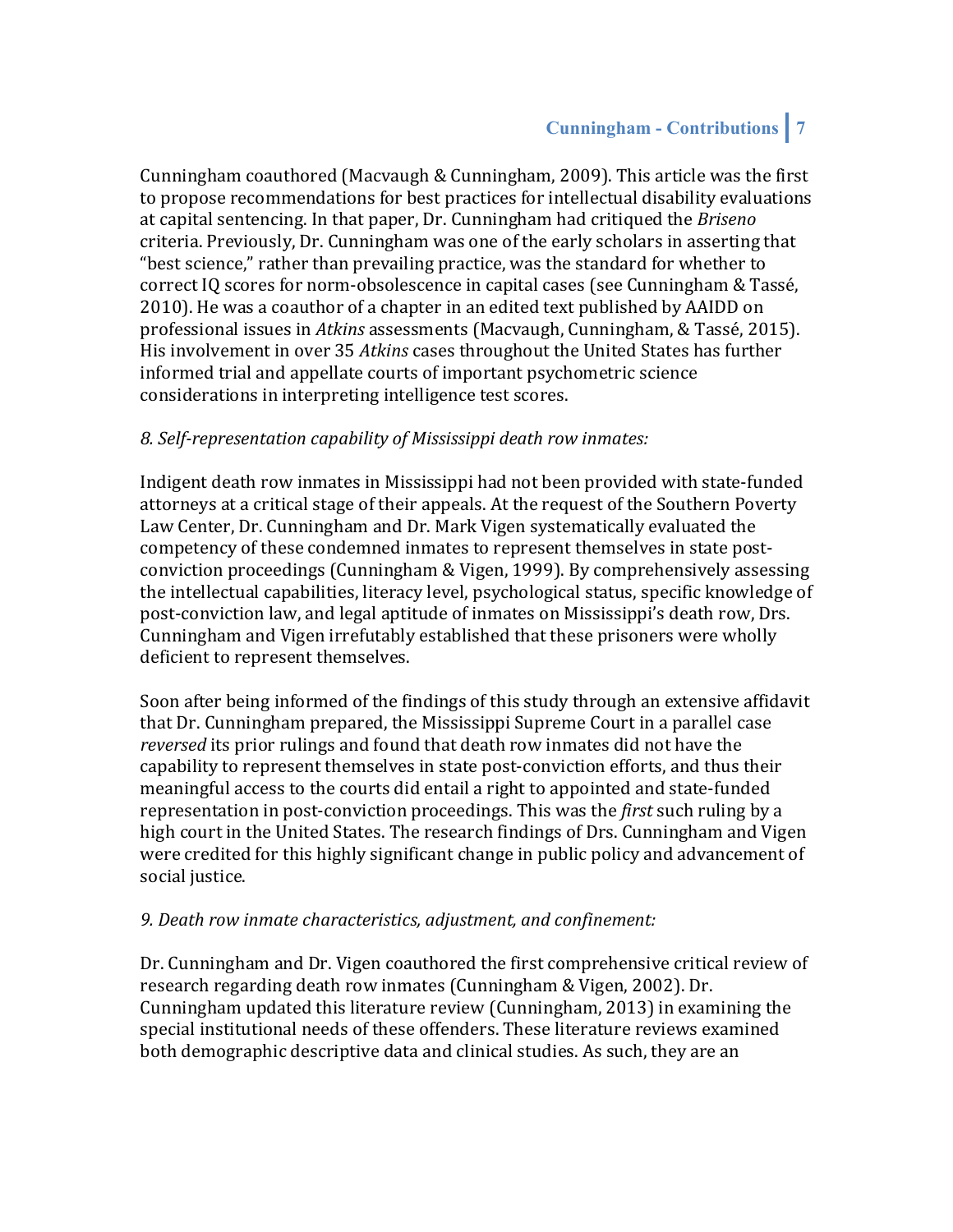Cunningham coauthored (Macvaugh & Cunningham, 2009). This article was the first to propose recommendations for best practices for intellectual disability evaluations at capital sentencing. In that paper, Dr. Cunningham had critiqued the *Briseno* criteria. Previously, Dr. Cunningham was one of the early scholars in asserting that "best science," rather than prevailing practice, was the standard for whether to correct IQ scores for norm-obsolescence in capital cases (see Cunningham & Tassé, 2010). He was a coauthor of a chapter in an edited text published by AAIDD on professional issues in *Atkins* assessments (Macvaugh, Cunningham, & Tassé, 2015). His involvement in over 35 *Atkins* cases throughout the United States has further informed trial and appellate courts of important psychometric science considerations in interpreting intelligence test scores.

*8. Self-representation capability of Mississippi death row inmates:*

Indigent death row inmates in Mississippi had not been provided with state-funded attorneys at a critical stage of their appeals. At the request of the Southern Poverty Law Center, Dr. Cunningham and Dr. Mark Vigen systematically evaluated the competency of these condemned inmates to represent themselves in state post-conviction proceedings (Cunningham & Vigen, 1999). By comprehensively assessing the intellectual capabilities, literacy level, psychological status, specific knowledge of post-conviction law, and legal aptitude of inmates on Mississippi's death row, Drs. Cunningham and Vigen irrefutably established that these prisoners were wholly deficient to represent themselves.

Soon after being informed of the findings of this study through an extensive affidavit that Dr. Cunningham prepared, the Mississippi Supreme Court in a parallel case *reversed* its prior rulings and found that death row inmates did not have the capability to represent themselves in state post-conviction efforts, and thus their meaningful access to the courts did entail a right to appointed and state-funded representation in post-conviction proceedings. This was the *first* such ruling by a high court in the United States. The research findings of Drs. Cunningham and Vigen were credited for this highly significant change in public policy and advancement of social justice.

*9. Death row inmate characteristics, adjustment, and confinement:*

Dr. Cunningham and Dr. Vigen coauthored the first comprehensive critical review of research regarding death row inmates (Cunningham & Vigen, 2002). Dr. Cunningham updated this literature review (Cunningham, 2013) in examining the special institutional needs of these offenders. These literature reviews examined both demographic descriptive data and clinical studies. As such, they are an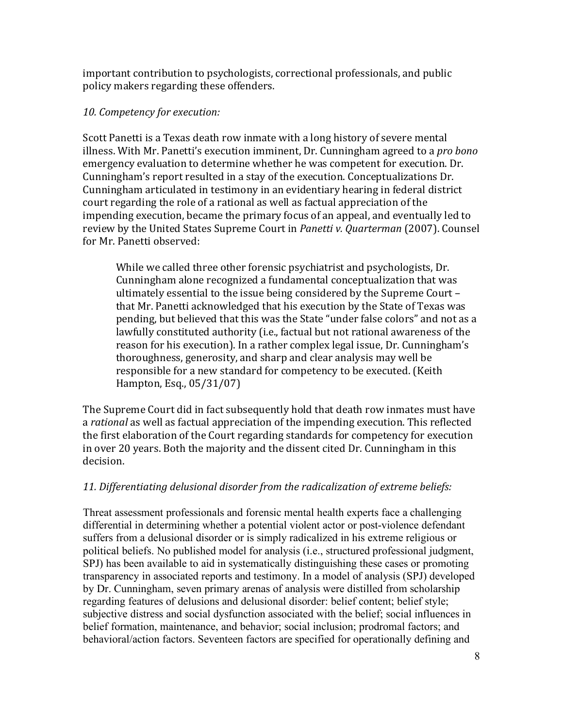important contribution to psychologists, correctional professionals, and public policy makers regarding these offenders.

*10. Competency for execution:*

Scott Panetti is a Texas death row inmate with a long history of severe mental illness. With Mr. Panetti's execution imminent, Dr. Cunningham agreed to a *pro bono* emergency evaluation to determine whether he was competent for execution. Dr. Cunningham's report resulted in a stay of the execution. Conceptualizations Dr. Cunningham articulated in testimony in an evidentiary hearing in federal district court regarding the role of a rational as well as factual appreciation of the impending execution, became the primary focus of an appeal, and eventually led to review by the United States Supreme Court in *Panetti v. Quarterman* (2007). Counsel for Mr. Panetti observed:

> While we called three other forensic psychiatrist and psychologists, Dr. Cunningham alone recognized a fundamental conceptualization that was ultimately essential to the issue being considered by the Supreme Court – that Mr. Panetti acknowledged that his execution by the State of Texas was pending, but believed that this was the State "under false colors" and not as a lawfully constituted authority (i.e., factual but not rational awareness of the reason for his execution). In a rather complex legal issue, Dr. Cunningham's thoroughness, generosity, and sharp and clear analysis may well be responsible for a new standard for competency to be executed. (Keith Hampton, Esq., 05/31/07)

The Supreme Court did in fact subsequently hold that death row inmates must have a *rational* as well as factual appreciation of the impending execution. This reflected the first elaboration of the Court regarding standards for competency for execution in over 20 years. Both the majority and the dissent cited Dr. Cunningham in this decision.

*11. Differentiating delusional disorder from the radicalization of extreme beliefs:*

Threat assessment professionals and forensic mental health experts face a challenging differential in determining whether a potential violent actor or post-violence defendant suffers from a delusional disorder or is simply radicalized in his extreme religious or political beliefs. No published model for analysis (i.e., structured professional judgment, SPJ) has been available to aid in systematically distinguishing these cases or promoting transparency in associated reports and testimony. In a model of analysis (SPJ) developed by Dr. Cunningham, seven primary arenas of analysis were distilled from scholarship regarding features of delusions and delusional disorder: belief content; belief style; subjective distress and social dysfunction associated with the belief; social influences in belief formation, maintenance, and behavior; social inclusion; prodromal factors; and behavioral/action factors. Seventeen factors are specified for operationally defining and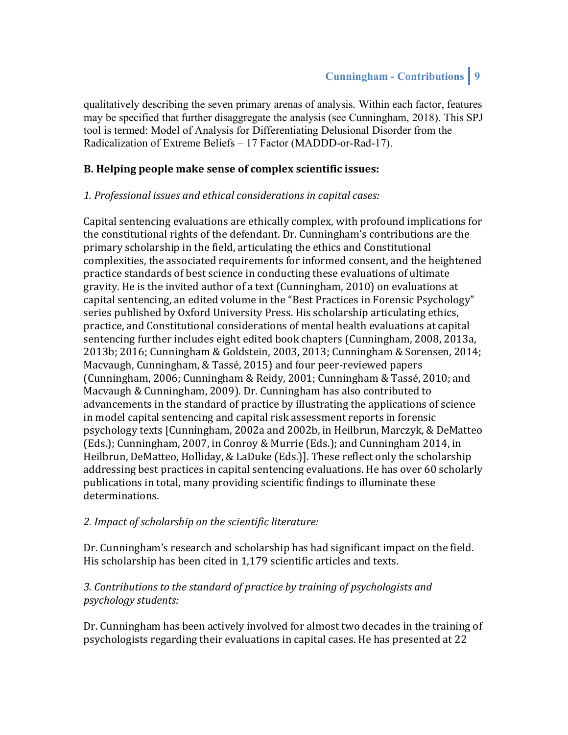qualitatively describing the seven primary arenas of analysis. Within each factor, features may be specified that further disaggregate the analysis (see Cunningham, 2018). This SPJ tool is termed: Model of Analysis for Differentiating Delusional Disorder from the Radicalization of Extreme Beliefs – 17 Factor (MADDD-or-Rad-17).

### B. Helping people make sense of complex scientific issues:

*1. Professional issues and ethical considerations in capital cases:*

Capital sentencing evaluations are ethically complex, with profound implications for the constitutional rights of the defendant. Dr. Cunningham's contributions are the primary scholarship in the field, articulating the ethics and Constitutional complexities, the associated requirements for informed consent, and the heightened practice standards of best science in conducting these evaluations of ultimate gravity. He is the invited author of a text (Cunningham, 2010) on evaluations at capital sentencing, an edited volume in the "Best Practices in Forensic Psychology" series published by Oxford University Press. His scholarship articulating ethics, practice, and Constitutional considerations of mental health evaluations at capital sentencing further includes eight edited book chapters (Cunningham, 2008, 2013a, 2013b; 2016; Cunningham & Goldstein, 2003, 2013; Cunningham & Sorensen, 2014; Macvaugh, Cunningham, & Tassé, 2015) and four peer-reviewed papers (Cunningham, 2006; Cunningham & Reidy, 2001; Cunningham & Tassé, 2010; and Macvaugh & Cunningham, 2009). Dr. Cunningham has also contributed to advancements in the standard of practice by illustrating the applications of science in model capital sentencing and capital risk assessment reports in forensic psychology texts [Cunningham, 2002a and 2002b, in Heilbrun, Marczyk, & DeMatteo (Eds.); Cunningham, 2007, in Conroy & Murrie (Eds.); and Cunningham 2014, in Heilbrun, DeMatteo, Holliday, & LaDuke (Eds.)]. These reflect only the scholarship addressing best practices in capital sentencing evaluations. He has over 60 scholarly publications in total, many providing scientific findings to illuminate these determinations.

*2. Impact of scholarship on the scientific literature:*

Dr. Cunningham's research and scholarship has had significant impact on the field. His scholarship has been cited in 1,179 scientific articles and texts.

*3. Contributions to the standard of practice by training of psychologists and psychology students:*

Dr. Cunningham has been actively involved for almost two decades in the training of psychologists regarding their evaluations in capital cases. He has presented at 22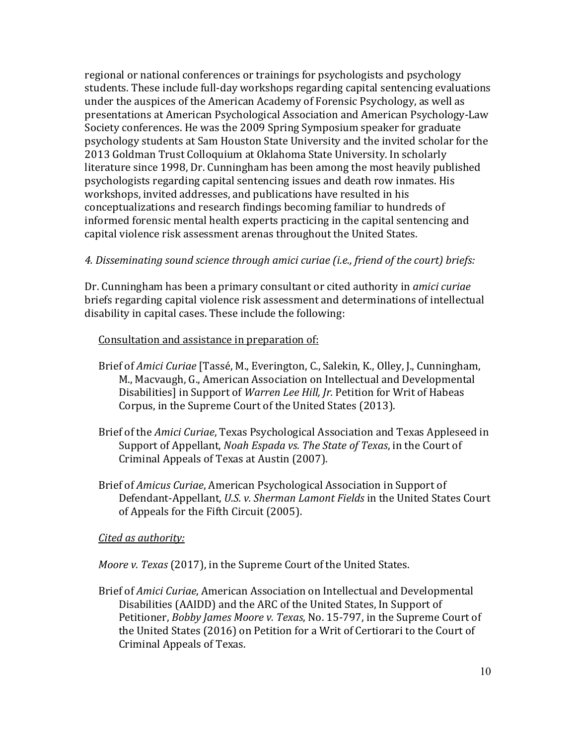regional or national conferences or trainings for psychologists and psychology students. These include full-day workshops regarding capital sentencing evaluations under the auspices of the American Academy of Forensic Psychology, as well as presentations at American Psychological Association and American Psychology-Law Society conferences. He was the 2009 Spring Symposium speaker for graduate psychology students at Sam Houston State University and the invited scholar for the 2013 Goldman Trust Colloquium at Oklahoma State University. In scholarly literature since 1998, Dr. Cunningham has been among the most heavily published psychologists regarding capital sentencing issues and death row inmates. His workshops, invited addresses, and publications have resulted in his conceptualizations and research findings becoming familiar to hundreds of informed forensic mental health experts practicing in the capital sentencing and capital violence risk assessment arenas throughout the United States.

*4. Disseminating sound science through amici curiae (i.e., friend of the court) briefs:*

Dr. Cunningham has been a primary consultant or cited authority in *amici curiae* briefs regarding capital violence risk assessment and determinations of intellectual disability in capital cases. These include the following:

<u>Consultation and assistance in preparation of:</u>

Brief of *Amici Curiae* [Tassé, M., Everington, C., Salekin, K., Olley, J., Cunningham, M., Macvaugh, G., American Association on Intellectual and Developmental Disabilities] in Support of *Warren Lee Hill, Jr.* Petition for Writ of Habeas Corpus, in the Supreme Court of the United States (2013).

Brief of the *Amici Curiae*, Texas Psychological Association and Texas Appleseed in Support of Appellant, *Noah Espada vs. The State of Texas*, in the Court of Criminal Appeals of Texas at Austin (2007).

Brief of *Amicus Curiae*, American Psychological Association in Support of Defendant-Appellant, *U.S. v. Sherman Lamont Fields* in the United States Court of Appeals for the Fifth Circuit (2005).

<u>*Cited as authority:*</u>

*Moore v. Texas* (2017), in the Supreme Court of the United States.

Brief of *Amici Curiae*, American Association on Intellectual and Developmental Disabilities (AAIDD) and the ARC of the United States, In Support of Petitioner, *Bobby James Moore v. Texas*, No. 15-797, in the Supreme Court of the United States (2016) on Petition for a Writ of Certiorari to the Court of Criminal Appeals of Texas.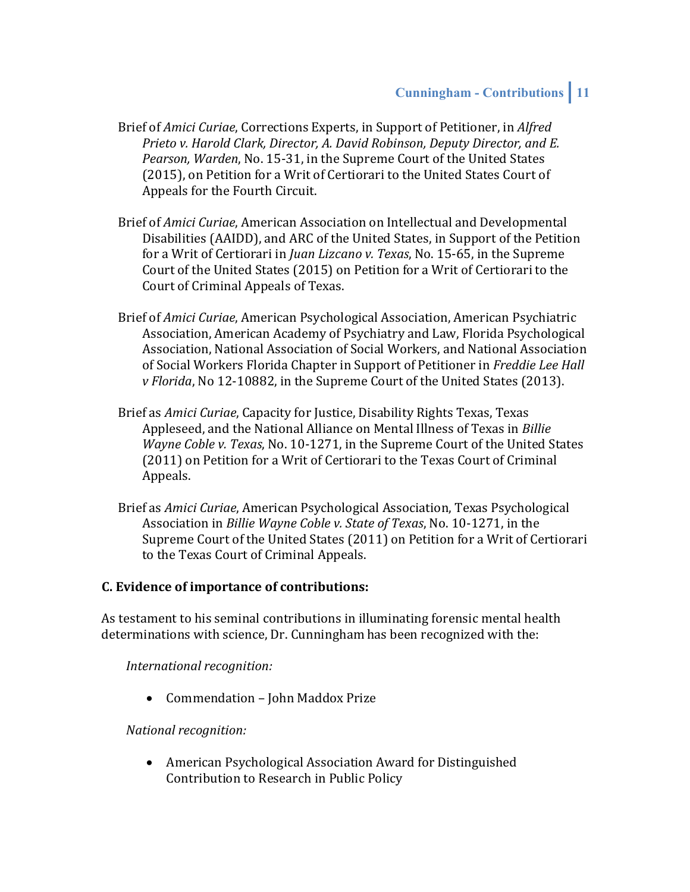Brief of *Amici Curiae*, Corrections Experts, in Support of Petitioner, in *Alfred Prieto v. Harold Clark, Director, A. David Robinson, Deputy Director, and E. Pearson, Warden*, No. 15-31, in the Supreme Court of the United States (2015), on Petition for a Writ of Certiorari to the United States Court of Appeals for the Fourth Circuit.

Brief of *Amici Curiae*, American Association on Intellectual and Developmental Disabilities (AAIDD), and ARC of the United States, in Support of the Petition for a Writ of Certiorari in *Juan Lizcano v. Texas*, No. 15-65, in the Supreme Court of the United States (2015) on Petition for a Writ of Certiorari to the Court of Criminal Appeals of Texas.

Brief of *Amici Curiae*, American Psychological Association, American Psychiatric Association, American Academy of Psychiatry and Law, Florida Psychological Association, National Association of Social Workers, and National Association of Social Workers Florida Chapter in Support of Petitioner in *Freddie Lee Hall v Florida*, No 12-10882, in the Supreme Court of the United States (2013).

Brief as *Amici Curiae*, Capacity for Justice, Disability Rights Texas, Texas Appleseed, and the National Alliance on Mental Illness of Texas in *Billie Wayne Coble v. Texas*, No. 10-1271, in the Supreme Court of the United States (2011) on Petition for a Writ of Certiorari to the Texas Court of Criminal Appeals.

Brief as *Amici Curiae*, American Psychological Association, Texas Psychological Association in *Billie Wayne Coble v. State of Texas*, No. 10-1271, in the Supreme Court of the United States (2011) on Petition for a Writ of Certiorari to the Texas Court of Criminal Appeals.

**C. Evidence of importance of contributions:**

As testament to his seminal contributions in illuminating forensic mental health determinations with science, Dr. Cunningham has been recognized with the:

*International recognition:*

- Commendation – John Maddox Prize

*National recognition:*

- American Psychological Association Award for Distinguished Contribution to Research in Public Policy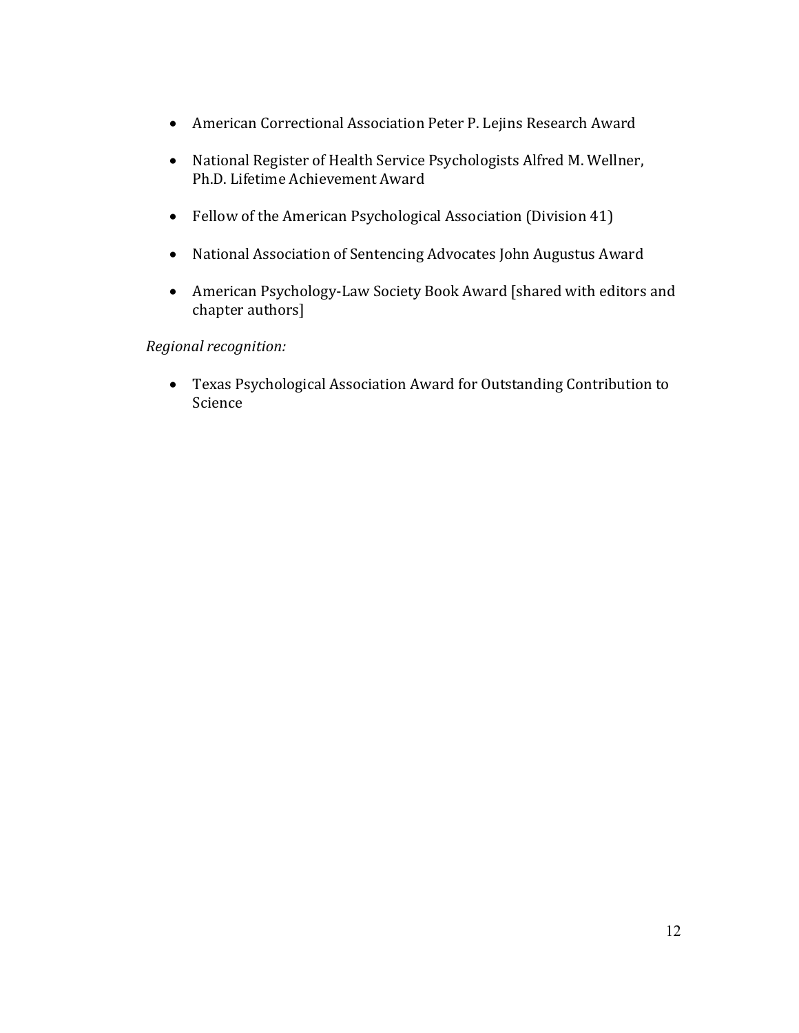- American Correctional Association Peter P. Lejins Research Award

- National Register of Health Service Psychologists Alfred M. Wellner, Ph.D. Lifetime Achievement Award

- Fellow of the American Psychological Association (Division 41)

- National Association of Sentencing Advocates John Augustus Award

- American Psychology-Law Society Book Award [shared with editors and chapter authors]

*Regional recognition:*

- Texas Psychological Association Award for Outstanding Contribution to Science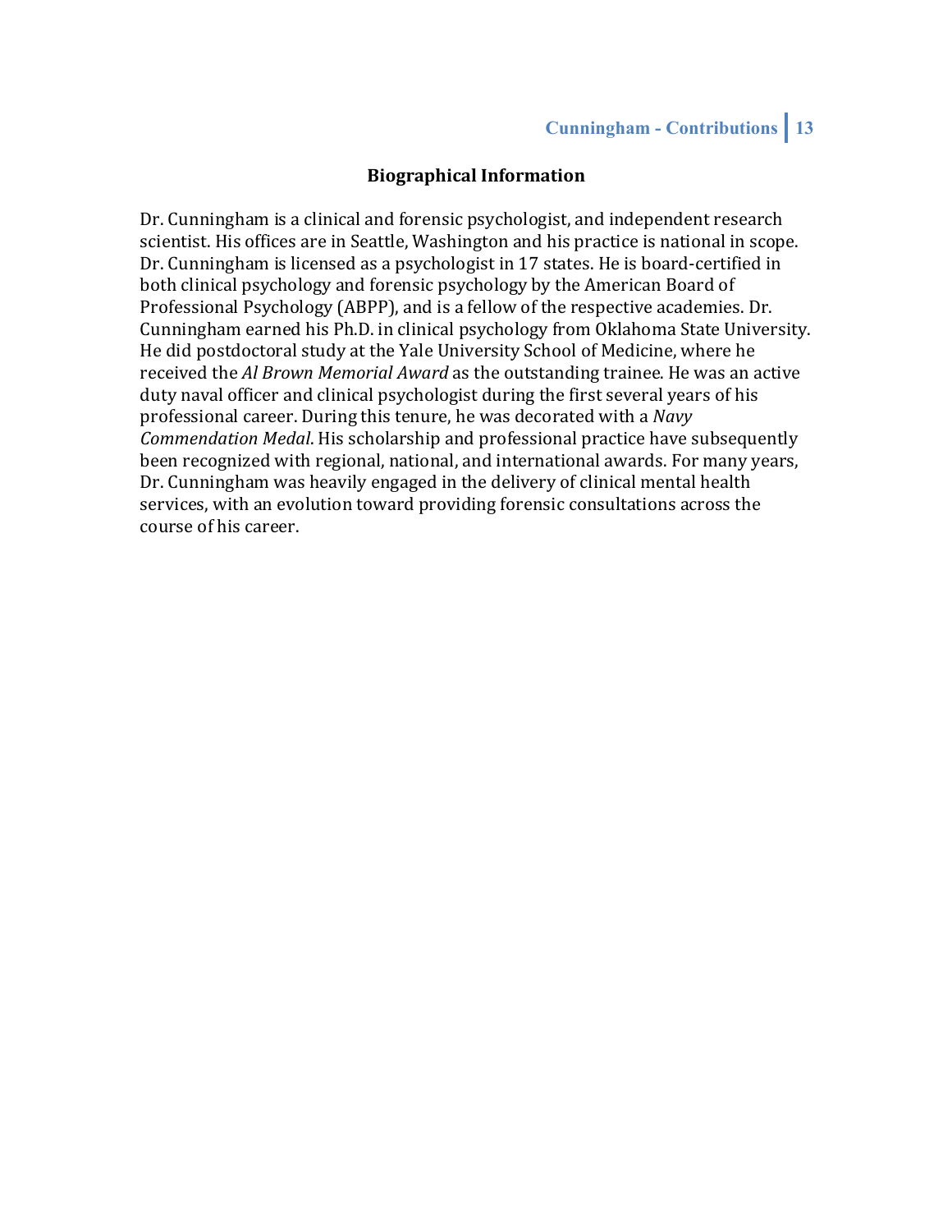## Biographical Information

Dr. Cunningham is a clinical and forensic psychologist, and independent research scientist. His offices are in Seattle, Washington and his practice is national in scope. Dr. Cunningham is licensed as a psychologist in 17 states. He is board-certified in both clinical psychology and forensic psychology by the American Board of Professional Psychology (ABPP), and is a fellow of the respective academies. Dr. Cunningham earned his Ph.D. in clinical psychology from Oklahoma State University. He did postdoctoral study at the Yale University School of Medicine, where he received the *Al Brown Memorial Award* as the outstanding trainee. He was an active duty naval officer and clinical psychologist during the first several years of his professional career. During this tenure, he was decorated with a *Navy Commendation Medal*. His scholarship and professional practice have subsequently been recognized with regional, national, and international awards. For many years, Dr. Cunningham was heavily engaged in the delivery of clinical mental health services, with an evolution toward providing forensic consultations across the course of his career.